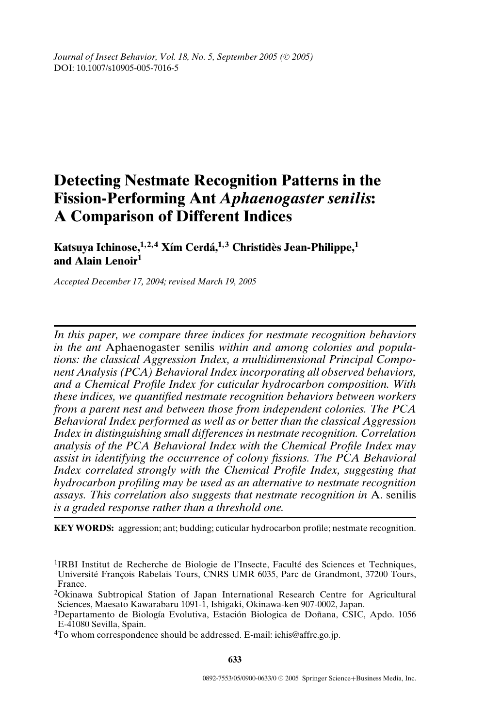# Detecting Nestmate Recognition Patterns in the Fission-Performing Ant *Aphaenogaster senilis*: A Comparison of Different Indices

**Katsuya Ichinose,[1,2,4] Xím Cerdá,[1,3] Christidès Jean-Philippe,[1] and Alain Lenoir[1]**

*Accepted December 17, 2004; revised March 19, 2005*

---

*In this paper, we compare three indices for nestmate recognition behaviors in the ant* Aphaenogaster senilis *within and among colonies and populations: the classical Aggression Index, a multidimensional Principal Component Analysis (PCA) Behavioral Index incorporating all observed behaviors, and a Chemical Profile Index for cuticular hydrocarbon composition. With these indices, we quantified nestmate recognition behaviors between workers from a parent nest and between those from independent colonies. The PCA Behavioral Index performed as well as or better than the classical Aggression Index in distinguishing small differences in nestmate recognition. Correlation analysis of the PCA Behavioral Index with the Chemical Profile Index may assist in identifying the occurrence of colony fissions. The PCA Behavioral Index correlated strongly with the Chemical Profile Index, suggesting that hydrocarbon profiling may be used as an alternative to nestmate recognition assays. This correlation also suggests that nestmate recognition in* A. senilis *is a graded response rather than a threshold one.*

---

**KEY WORDS:** aggression; ant; budding; cuticular hydrocarbon profile; nestmate recognition.

[1]IRBI Institut de Recherche de Biologie de l'Insecte, Faculté des Sciences et Techniques, Université François Rabelais Tours, CNRS UMR 6035, Parc de Grandmont, 37200 Tours, France.

[2]Okinawa Subtropical Station of Japan International Research Centre for Agricultural Sciences, Maesato Kawarabaru 1091-1, Ishigaki, Okinawa-ken 907-0002, Japan.

[3]Departamento de Biología Evolutiva, Estación Biologica de Doñana, CSIC, Apdo. 1056 E-41080 Sevilla, Spain.

[4]To whom correspondence should be addressed. E-mail: ichis@affrc.go.jp.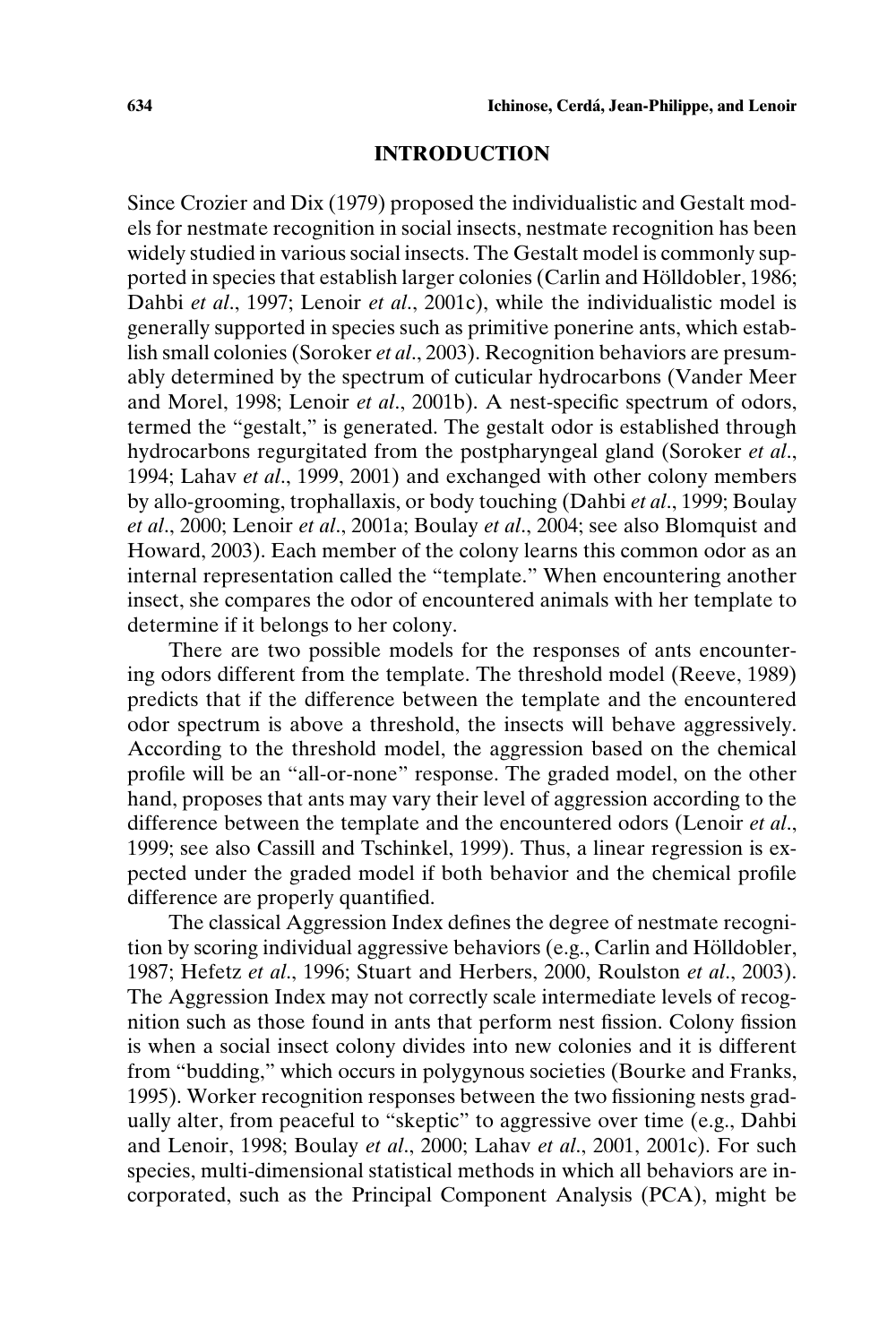## INTRODUCTION

Since Crozier and Dix (1979) proposed the individualistic and Gestalt models for nestmate recognition in social insects, nestmate recognition has been widely studied in various social insects. The Gestalt model is commonly supported in species that establish larger colonies (Carlin and Hölldobler, 1986; Dahbi *et al*., 1997; Lenoir *et al*., 2001c), while the individualistic model is generally supported in species such as primitive ponerine ants, which establish small colonies (Soroker *et al*., 2003). Recognition behaviors are presumably determined by the spectrum of cuticular hydrocarbons (Vander Meer and Morel, 1998; Lenoir *et al*., 2001b). A nest-specific spectrum of odors, termed the "gestalt," is generated. The gestalt odor is established through hydrocarbons regurgitated from the postpharyngeal gland (Soroker *et al*., 1994; Lahav *et al*., 1999, 2001) and exchanged with other colony members by allo-grooming, trophallaxis, or body touching (Dahbi *et al*., 1999; Boulay *et al*., 2000; Lenoir *et al*., 2001a; Boulay *et al*., 2004; see also Blomquist and Howard, 2003). Each member of the colony learns this common odor as an internal representation called the "template." When encountering another insect, she compares the odor of encountered animals with her template to determine if it belongs to her colony.

There are two possible models for the responses of ants encountering odors different from the template. The threshold model (Reeve, 1989) predicts that if the difference between the template and the encountered odor spectrum is above a threshold, the insects will behave aggressively. According to the threshold model, the aggression based on the chemical profile will be an "all-or-none" response. The graded model, on the other hand, proposes that ants may vary their level of aggression according to the difference between the template and the encountered odors (Lenoir *et al*., 1999; see also Cassill and Tschinkel, 1999). Thus, a linear regression is expected under the graded model if both behavior and the chemical profile difference are properly quantified.

The classical Aggression Index defines the degree of nestmate recognition by scoring individual aggressive behaviors (e.g., Carlin and Hölldobler, 1987; Hefetz *et al*., 1996; Stuart and Herbers, 2000, Roulston *et al*., 2003). The Aggression Index may not correctly scale intermediate levels of recognition such as those found in ants that perform nest fission. Colony fission is when a social insect colony divides into new colonies and it is different from "budding," which occurs in polygynous societies (Bourke and Franks, 1995). Worker recognition responses between the two fissioning nests gradually alter, from peaceful to "skeptic" to aggressive over time (e.g., Dahbi and Lenoir, 1998; Boulay *et al*., 2000; Lahav *et al*., 2001, 2001c). For such species, multi-dimensional statistical methods in which all behaviors are incorporated, such as the Principal Component Analysis (PCA), might be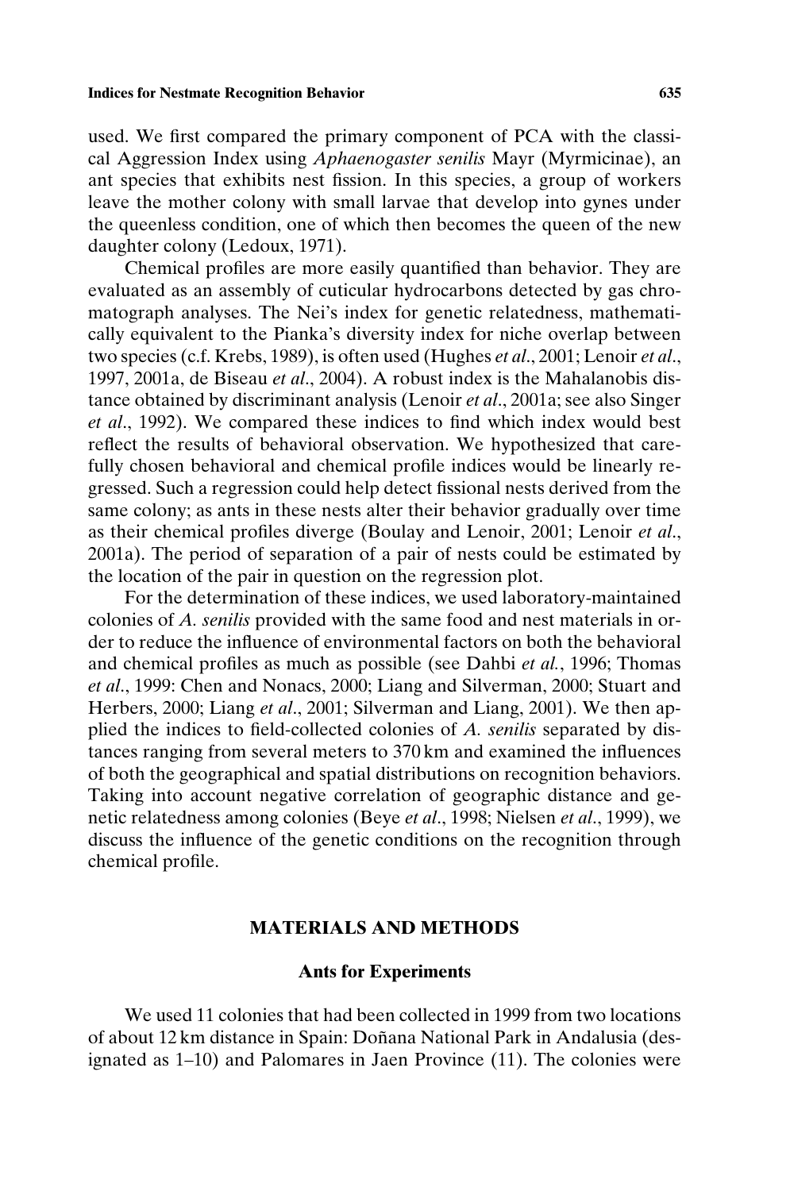used. We first compared the primary component of PCA with the classical Aggression Index using *Aphaenogaster senilis* Mayr (Myrmicinae), an ant species that exhibits nest fission. In this species, a group of workers leave the mother colony with small larvae that develop into gynes under the queenless condition, one of which then becomes the queen of the new daughter colony (Ledoux, 1971).

Chemical profiles are more easily quantified than behavior. They are evaluated as an assembly of cuticular hydrocarbons detected by gas chromatograph analyses. The Nei's index for genetic relatedness, mathematically equivalent to the Pianka's diversity index for niche overlap between two species (c.f. Krebs, 1989), is often used (Hughes *et al*., 2001; Lenoir *et al*., 1997, 2001a, de Biseau *et al*., 2004). A robust index is the Mahalanobis distance obtained by discriminant analysis (Lenoir *et al*., 2001a; see also Singer *et al*., 1992). We compared these indices to find which index would best reflect the results of behavioral observation. We hypothesized that carefully chosen behavioral and chemical profile indices would be linearly regressed. Such a regression could help detect fissional nests derived from the same colony; as ants in these nests alter their behavior gradually over time as their chemical profiles diverge (Boulay and Lenoir, 2001; Lenoir *et al*., 2001a). The period of separation of a pair of nests could be estimated by the location of the pair in question on the regression plot.

For the determination of these indices, we used laboratory-maintained colonies of *A. senilis* provided with the same food and nest materials in order to reduce the influence of environmental factors on both the behavioral and chemical profiles as much as possible (see Dahbi *et al.*, 1996; Thomas *et al*., 1999: Chen and Nonacs, 2000; Liang and Silverman, 2000; Stuart and Herbers, 2000; Liang *et al*., 2001; Silverman and Liang, 2001). We then applied the indices to field-collected colonies of *A. senilis* separated by distances ranging from several meters to 370 km and examined the influences of both the geographical and spatial distributions on recognition behaviors. Taking into account negative correlation of geographic distance and genetic relatedness among colonies (Beye *et al*., 1998; Nielsen *et al*., 1999), we discuss the influence of the genetic conditions on the recognition through chemical profile.

## MATERIALS AND METHODS

### Ants for Experiments

We used 11 colonies that had been collected in 1999 from two locations of about 12 km distance in Spain: Doñana National Park in Andalusia (designated as 1–10) and Palomares in Jaen Province (11). The colonies were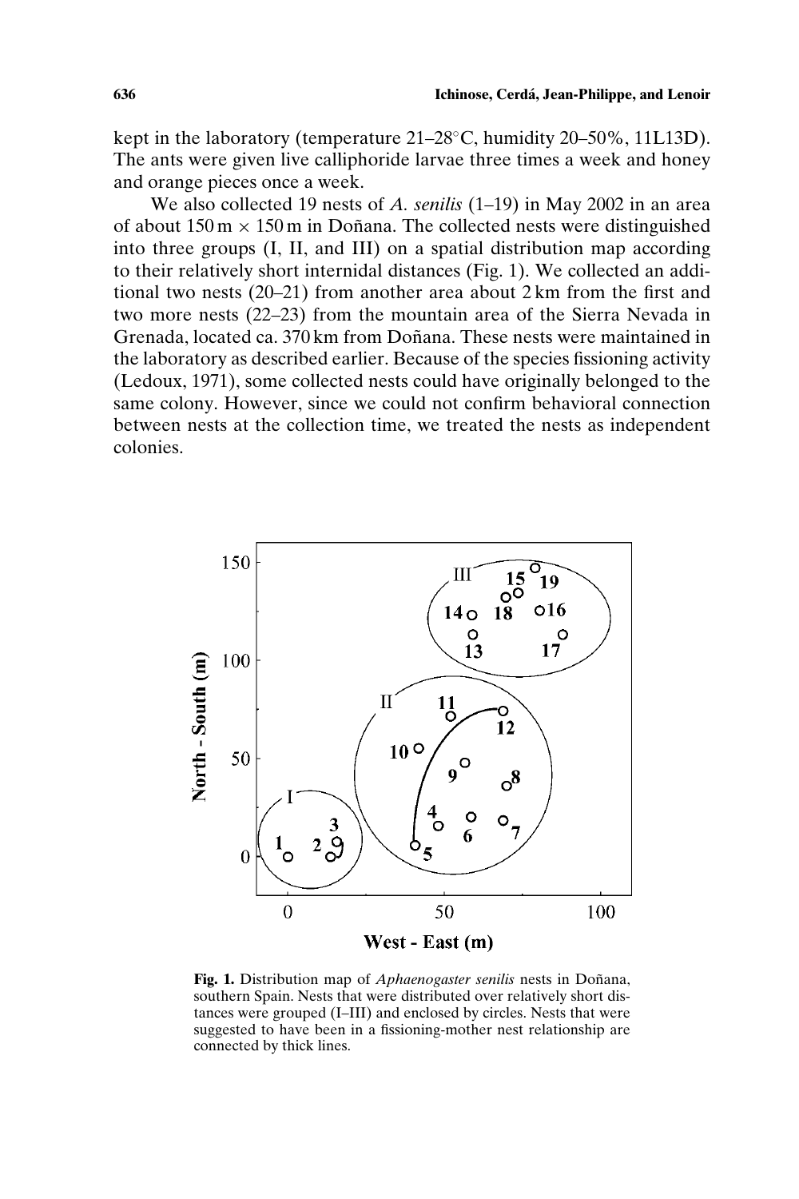kept in the laboratory (temperature 21–28°C, humidity 20–50%, 11L13D). The ants were given live calliphoride larvae three times a week and honey and orange pieces once a week.

We also collected 19 nests of *A. senilis* (1–19) in May 2002 in an area of about 150 m × 150 m in Doñana. The collected nests were distinguished into three groups (I, II, and III) on a spatial distribution map according to their relatively short internidal distances (Fig. 1). We collected an additional two nests (20–21) from another area about 2 km from the first and two more nests (22–23) from the mountain area of the Sierra Nevada in Grenada, located ca. 370 km from Doñana. These nests were maintained in the laboratory as described earlier. Because of the species fissioning activity (Ledoux, 1971), some collected nests could have originally belonged to the same colony. However, since we could not confirm behavioral connection between nests at the collection time, we treated the nests as independent colonies.

**Fig. 1.** Distribution map of *Aphaenogaster senilis* nests in Doñana, southern Spain. Nests that were distributed over relatively short distances were grouped (I–III) and enclosed by circles. Nests that were suggested to have been in a fissioning-mother nest relationship are connected by thick lines.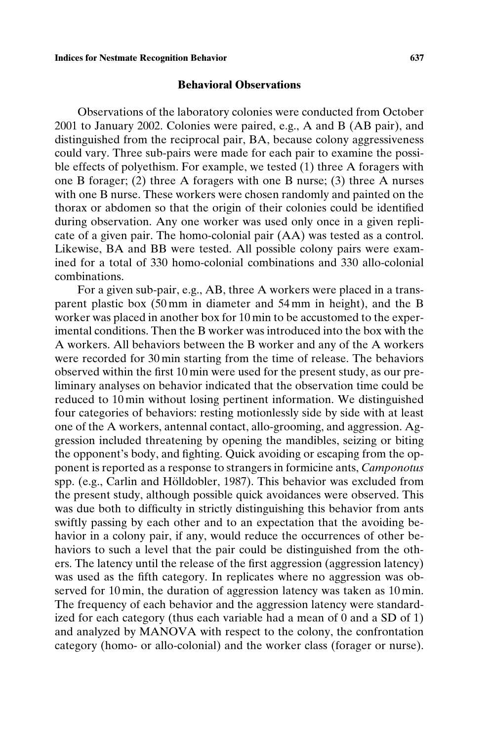### Behavioral Observations

Observations of the laboratory colonies were conducted from October 2001 to January 2002. Colonies were paired, e.g., A and B (AB pair), and distinguished from the reciprocal pair, BA, because colony aggressiveness could vary. Three sub-pairs were made for each pair to examine the possible effects of polyethism. For example, we tested (1) three A foragers with one B forager; (2) three A foragers with one B nurse; (3) three A nurses with one B nurse. These workers were chosen randomly and painted on the thorax or abdomen so that the origin of their colonies could be identified during observation. Any one worker was used only once in a given replicate of a given pair. The homo-colonial pair (AA) was tested as a control. Likewise, BA and BB were tested. All possible colony pairs were examined for a total of 330 homo-colonial combinations and 330 allo-colonial combinations.

For a given sub-pair, e.g., AB, three A workers were placed in a transparent plastic box (50 mm in diameter and 54 mm in height), and the B worker was placed in another box for 10 min to be accustomed to the experimental conditions. Then the B worker was introduced into the box with the A workers. All behaviors between the B worker and any of the A workers were recorded for 30 min starting from the time of release. The behaviors observed within the first 10 min were used for the present study, as our preliminary analyses on behavior indicated that the observation time could be reduced to 10 min without losing pertinent information. We distinguished four categories of behaviors: resting motionlessly side by side with at least one of the A workers, antennal contact, allo-grooming, and aggression. Aggression included threatening by opening the mandibles, seizing or biting the opponent's body, and fighting. Quick avoiding or escaping from the opponent is reported as a response to strangers in formicine ants, *Camponotus* spp. (e.g., Carlin and Hölldobler, 1987). This behavior was excluded from the present study, although possible quick avoidances were observed. This was due both to difficulty in strictly distinguishing this behavior from ants swiftly passing by each other and to an expectation that the avoiding behavior in a colony pair, if any, would reduce the occurrences of other behaviors to such a level that the pair could be distinguished from the others. The latency until the release of the first aggression (aggression latency) was used as the fifth category. In replicates where no aggression was observed for 10 min, the duration of aggression latency was taken as 10 min. The frequency of each behavior and the aggression latency were standardized for each category (thus each variable had a mean of 0 and a SD of 1) and analyzed by MANOVA with respect to the colony, the confrontation category (homo- or allo-colonial) and the worker class (forager or nurse).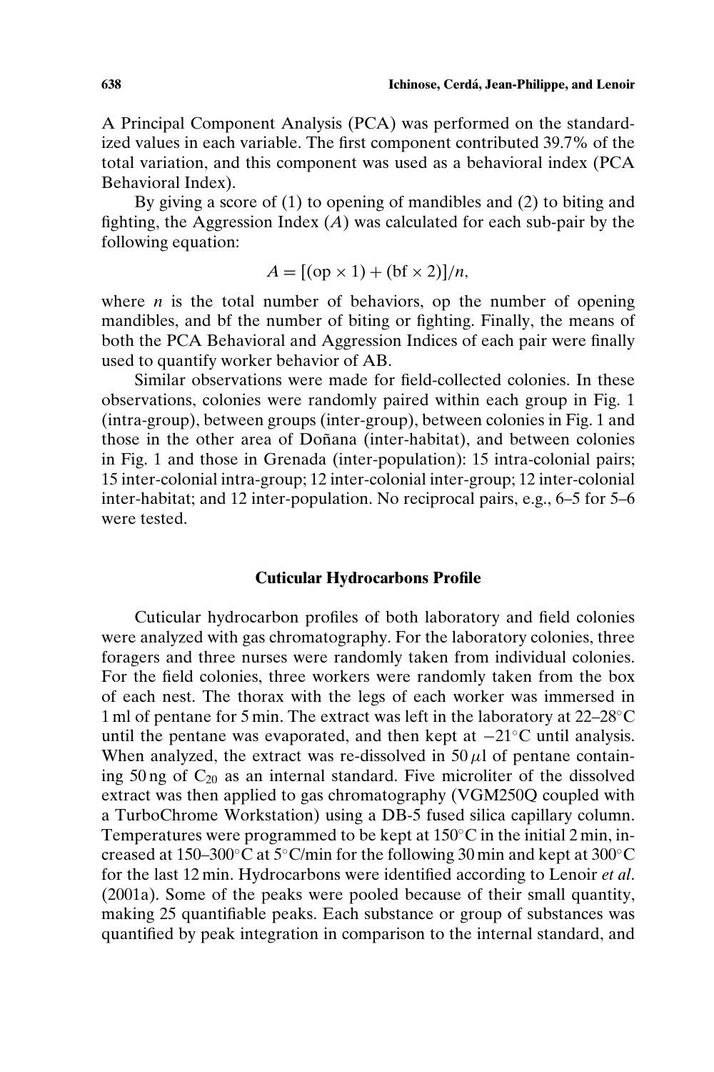A Principal Component Analysis (PCA) was performed on the standardized values in each variable. The first component contributed 39.7% of the total variation, and this component was used as a behavioral index (PCA Behavioral Index).

By giving a score of (1) to opening of mandibles and (2) to biting and fighting, the Aggression Index ($A$) was calculated for each sub-pair by the following equation:

$$A = [(\text{op} \times 1) + (\text{bf} \times 2)]/n,$$

where $n$ is the total number of behaviors, op the number of opening mandibles, and bf the number of biting or fighting. Finally, the means of both the PCA Behavioral and Aggression Indices of each pair were finally used to quantify worker behavior of AB.

Similar observations were made for field-collected colonies. In these observations, colonies were randomly paired within each group in Fig. 1 (intra-group), between groups (inter-group), between colonies in Fig. 1 and those in the other area of Doñana (inter-habitat), and between colonies in Fig. 1 and those in Grenada (inter-population): 15 intra-colonial pairs; 15 inter-colonial intra-group; 12 inter-colonial inter-group; 12 inter-colonial inter-habitat; and 12 inter-population. No reciprocal pairs, e.g., 6–5 for 5–6 were tested.

## Cuticular Hydrocarbons Profile

Cuticular hydrocarbon profiles of both laboratory and field colonies were analyzed with gas chromatography. For the laboratory colonies, three foragers and three nurses were randomly taken from individual colonies. For the field colonies, three workers were randomly taken from the box of each nest. The thorax with the legs of each worker was immersed in 1 ml of pentane for 5 min. The extract was left in the laboratory at 22–28°C until the pentane was evaporated, and then kept at −21°C until analysis. When analyzed, the extract was re-dissolved in 50 μl of pentane containing 50 ng of $C_{20}$ as an internal standard. Five microliter of the dissolved extract was then applied to gas chromatography (VGM250Q coupled with a TurboChrome Workstation) using a DB-5 fused silica capillary column. Temperatures were programmed to be kept at 150°C in the initial 2 min, increased at 150–300°C at 5°C/min for the following 30 min and kept at 300°C for the last 12 min. Hydrocarbons were identified according to Lenoir *et al.* (2001a). Some of the peaks were pooled because of their small quantity, making 25 quantifiable peaks. Each substance or group of substances was quantified by peak integration in comparison to the internal standard, and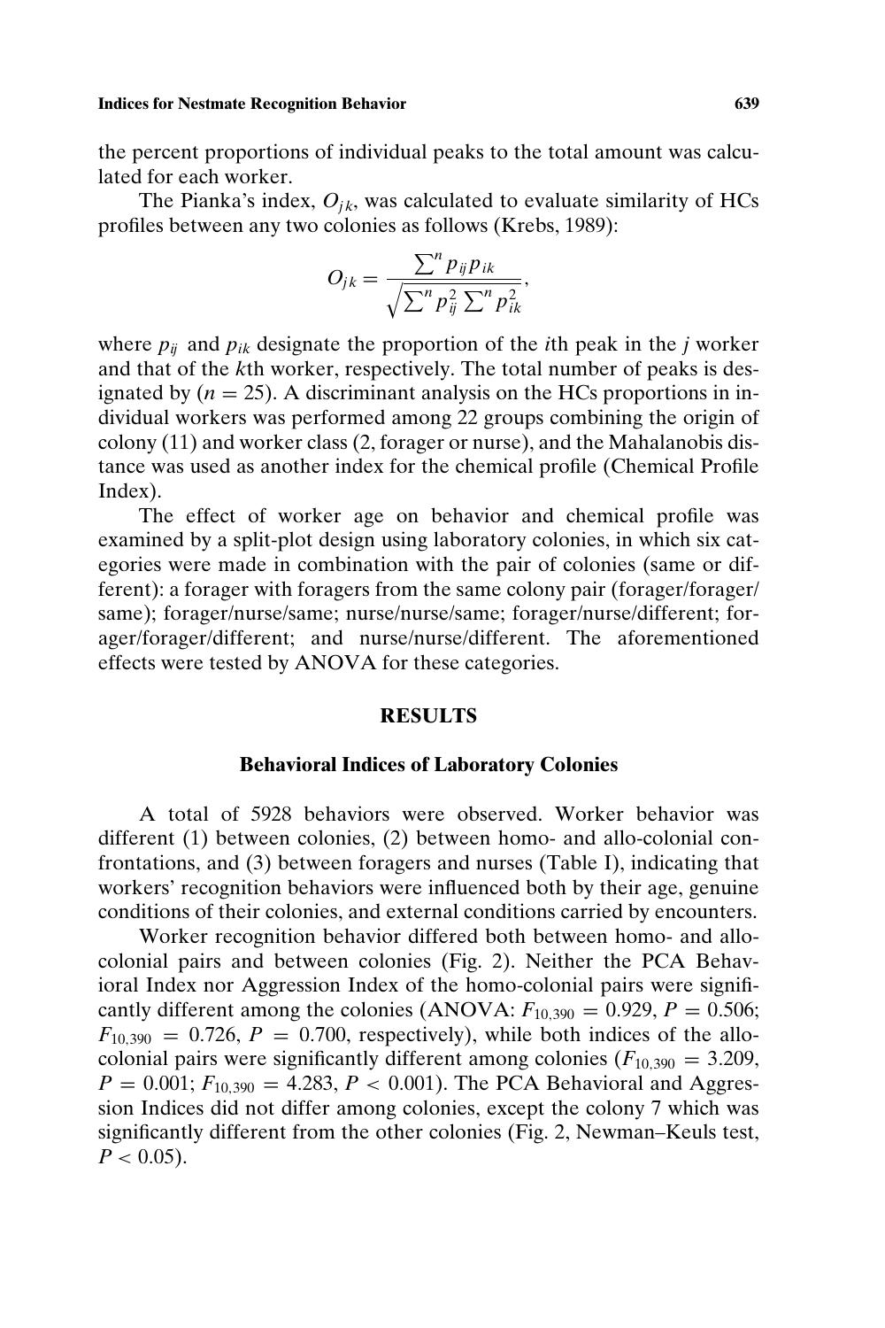the percent proportions of individual peaks to the total amount was calculated for each worker.

The Pianka's index, $O_{jk}$, was calculated to evaluate similarity of HCs profiles between any two colonies as follows (Krebs, 1989):

$$O_{jk} = \frac{\sum^{n} p_{ij} p_{ik}}{\sqrt{\sum^{n} p_{ij}^{2} \sum^{n} p_{ik}^{2}}},$$

where $p_{ij}$ and $p_{ik}$ designate the proportion of the $i$th peak in the $j$ worker and that of the $k$th worker, respectively. The total number of peaks is designated by ($n = 25$). A discriminant analysis on the HCs proportions in individual workers was performed among 22 groups combining the origin of colony (11) and worker class (2, forager or nurse), and the Mahalanobis distance was used as another index for the chemical profile (Chemical Profile Index).

The effect of worker age on behavior and chemical profile was examined by a split-plot design using laboratory colonies, in which six categories were made in combination with the pair of colonies (same or different): a forager with foragers from the same colony pair (forager/forager/same); forager/nurse/same; nurse/nurse/same; forager/nurse/different; forager/forager/different; and nurse/nurse/different. The aforementioned effects were tested by ANOVA for these categories.

## RESULTS

### Behavioral Indices of Laboratory Colonies

A total of 5928 behaviors were observed. Worker behavior was different (1) between colonies, (2) between homo- and allo-colonial confrontations, and (3) between foragers and nurses (Table I), indicating that workers' recognition behaviors were influenced both by their age, genuine conditions of their colonies, and external conditions carried by encounters.

Worker recognition behavior differed both between homo- and allo-colonial pairs and between colonies (Fig. 2). Neither the PCA Behavioral Index nor Aggression Index of the homo-colonial pairs were significantly different among the colonies (ANOVA: $F_{10,390} = 0.929$, $P = 0.506$; $F_{10,390} = 0.726$, $P = 0.700$, respectively), while both indices of the allo-colonial pairs were significantly different among colonies ($F_{10,390} = 3.209$, $P = 0.001$; $F_{10,390} = 4.283$, $P < 0.001$). The PCA Behavioral and Aggression Indices did not differ among colonies, except the colony 7 which was significantly different from the other colonies (Fig. 2, Newman–Keuls test, $P < 0.05$).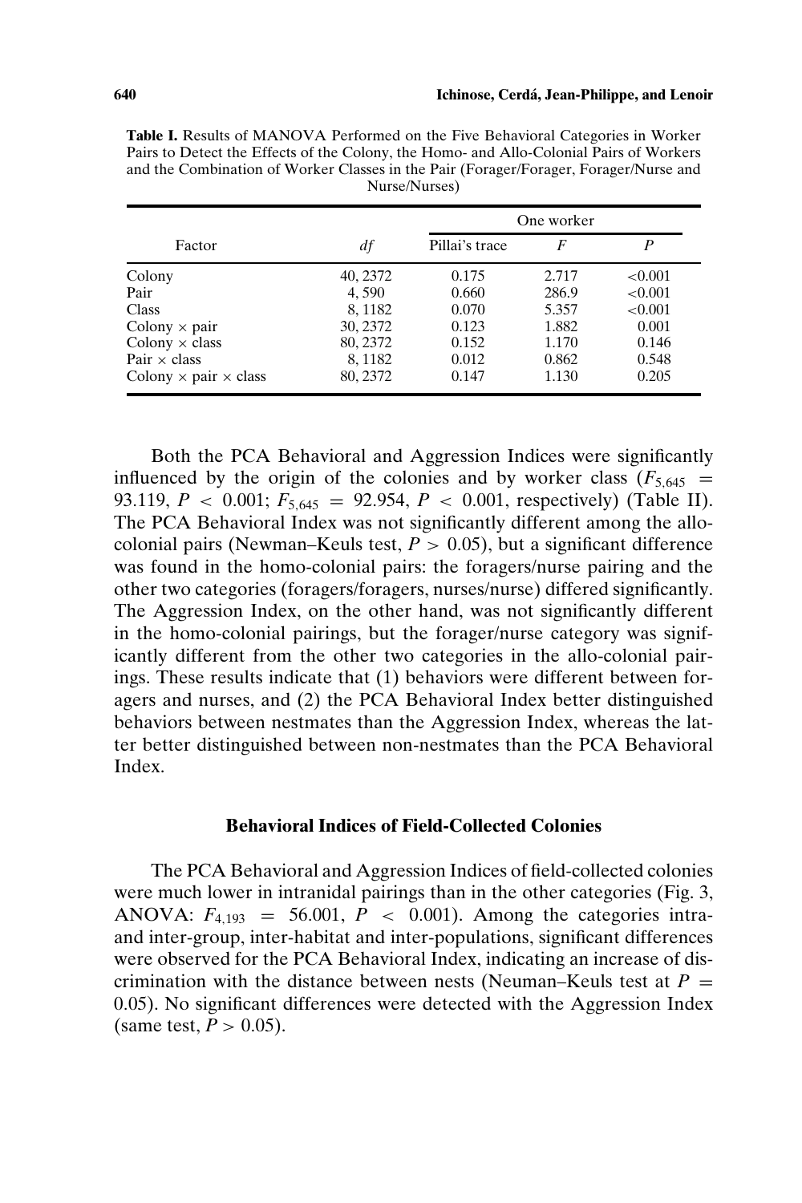**Table I.** Results of MANOVA Performed on the Five Behavioral Categories in Worker Pairs to Detect the Effects of the Colony, the Homo- and Allo-Colonial Pairs of Workers and the Combination of Worker Classes in the Pair (Forager/Forager, Forager/Nurse and Nurse/Nurses)

| Factor | *df* | One worker | | |
|---|---|---|---|---|
| | | Pillai's trace | *F* | *P* |
| Colony | 40, 2372 | 0.175 | 2.717 | <0.001 |
| Pair | 4, 590 | 0.660 | 286.9 | <0.001 |
| Class | 8, 1182 | 0.070 | 5.357 | <0.001 |
| Colony × pair | 30, 2372 | 0.123 | 1.882 | 0.001 |
| Colony × class | 80, 2372 | 0.152 | 1.170 | 0.146 |
| Pair × class | 8, 1182 | 0.012 | 0.862 | 0.548 |
| Colony × pair × class | 80, 2372 | 0.147 | 1.130 | 0.205 |

Both the PCA Behavioral and Aggression Indices were significantly influenced by the origin of the colonies and by worker class ($F_{5,645} = 93.119$, $P < 0.001$; $F_{5,645} = 92.954$, $P < 0.001$, respectively) (Table II). The PCA Behavioral Index was not significantly different among the allo-colonial pairs (Newman–Keuls test, $P > 0.05$), but a significant difference was found in the homo-colonial pairs: the foragers/nurse pairing and the other two categories (foragers/foragers, nurses/nurse) differed significantly. The Aggression Index, on the other hand, was not significantly different in the homo-colonial pairings, but the forager/nurse category was significantly different from the other two categories in the allo-colonial pairings. These results indicate that (1) behaviors were different between foragers and nurses, and (2) the PCA Behavioral Index better distinguished behaviors between nestmates than the Aggression Index, whereas the latter better distinguished between non-nestmates than the PCA Behavioral Index.

### Behavioral Indices of Field-Collected Colonies

The PCA Behavioral and Aggression Indices of field-collected colonies were much lower in intranidal pairings than in the other categories (Fig. 3, ANOVA: $F_{4,193} = 56.001$, $P < 0.001$). Among the categories intra- and inter-group, inter-habitat and inter-populations, significant differences were observed for the PCA Behavioral Index, indicating an increase of discrimination with the distance between nests (Neuman–Keuls test at $P = 0.05$). No significant differences were detected with the Aggression Index (same test, $P > 0.05$).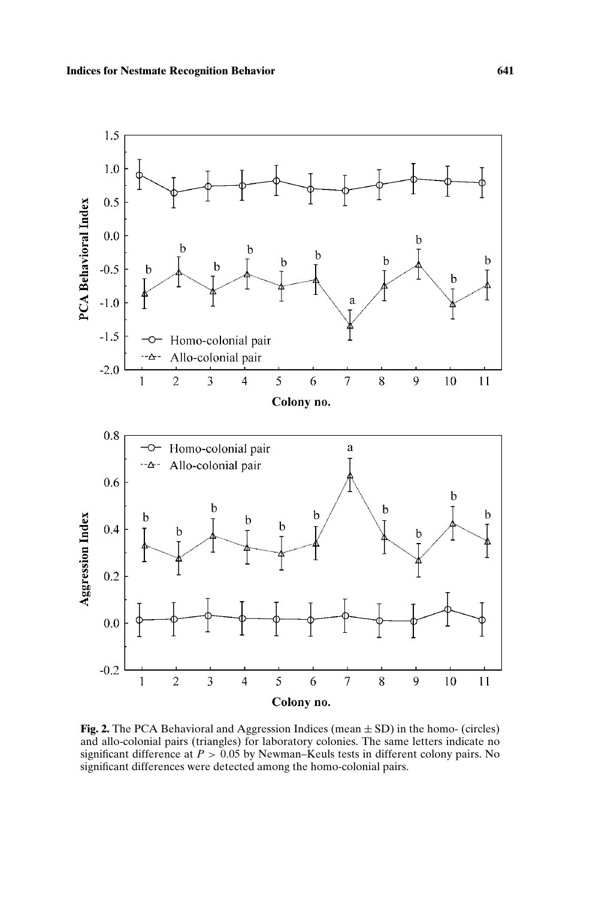**Fig. 2.** The PCA Behavioral and Aggression Indices (mean ± SD) in the homo- (circles) and allo-colonial pairs (triangles) for laboratory colonies. The same letters indicate no significant difference at $P > 0.05$ by Newman–Keuls tests in different colony pairs. No significant differences were detected among the homo-colonial pairs.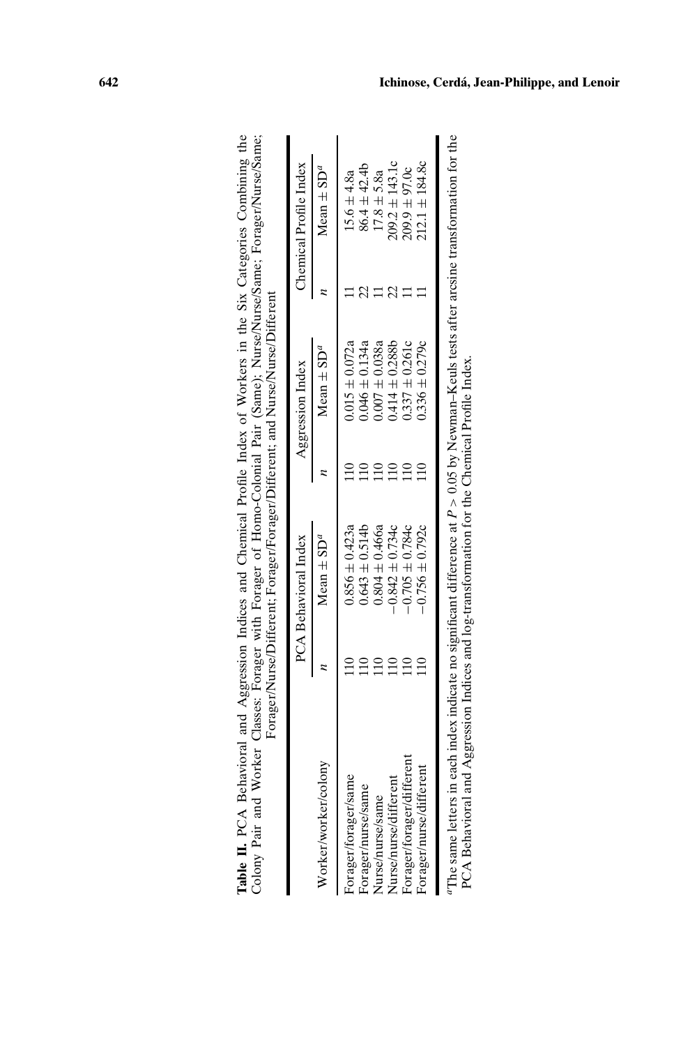**Table II.** PCA Behavioral and Aggression Indices and Chemical Profile Index of Workers in the Six Categories Combining the Colony Pair and Worker Classes: Forager with Forager of Homo-Colonial Pair (Same); Nurse/Nurse/Same; Forager/Nurse/Same; Forager/Nurse/Different; Forager/Forager/Different; and Nurse/Nurse/Different

| Worker/worker/colony | PCA Behavioral Index | | Aggression Index | | Chemical Profile Index | |
|---|---|---|---|---|---|---|
| | $n$ | Mean ± SD[a] | $n$ | Mean ± SD[a] | $n$ | Mean ± SD[a] |
| Forager/forager/same | 110 | 0.856 ± 0.423a | 110 | 0.015 ± 0.072a | 11 | 15.6 ± 4.8a |
| Forager/nurse/same | 110 | 0.643 ± 0.514b | 110 | 0.046 ± 0.134a | 22 | 86.4 ± 42.4b |
| Nurse/nurse/same | 110 | 0.804 ± 0.466a | 110 | 0.007 ± 0.038a | 11 | 17.8 ± 5.8a |
| Nurse/nurse/different | 110 | −0.842 ± 0.734c | 110 | 0.414 ± 0.288b | 22 | 209.2 ± 143.1c |
| Forager/forager/different | 110 | −0.705 ± 0.784c | 110 | 0.337 ± 0.261c | 11 | 209.9 ± 97.0c |
| Forager/nurse/different | 110 | −0.756 ± 0.792c | 110 | 0.336 ± 0.279c | 11 | 212.1 ± 184.8c |

[a]The same letters in each index indicate no significant difference at $P > 0.05$ by Newman–Keuls tests after arcsine transformation for the PCA Behavioral and Aggression Indices and log-transformation for the Chemical Profile Index.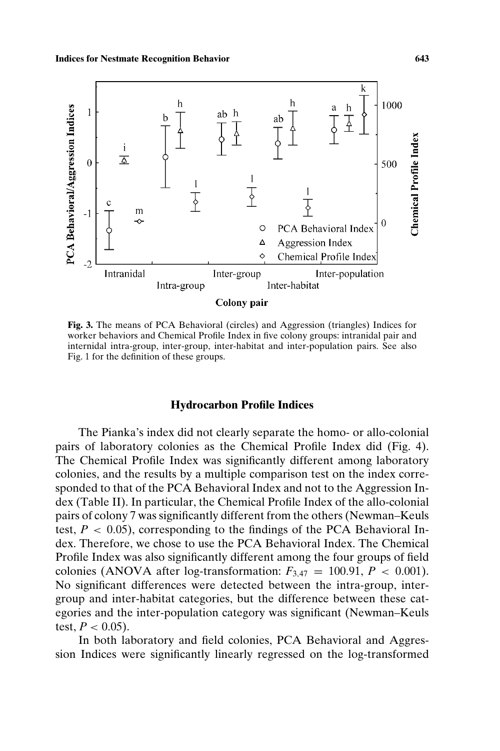**Fig. 3.** The means of PCA Behavioral (circles) and Aggression (triangles) Indices for worker behaviors and Chemical Profile Index in five colony groups: intranidal pair and internidal intra-group, inter-group, inter-habitat and inter-population pairs. See also Fig. 1 for the definition of these groups.

### Hydrocarbon Profile Indices

The Pianka's index did not clearly separate the homo- or allo-colonial pairs of laboratory colonies as the Chemical Profile Index did (Fig. 4). The Chemical Profile Index was significantly different among laboratory colonies, and the results by a multiple comparison test on the index corresponded to that of the PCA Behavioral Index and not to the Aggression Index (Table II). In particular, the Chemical Profile Index of the allo-colonial pairs of colony 7 was significantly different from the others (Newman–Keuls test, $P < 0.05$), corresponding to the findings of the PCA Behavioral Index. Therefore, we chose to use the PCA Behavioral Index. The Chemical Profile Index was also significantly different among the four groups of field colonies (ANOVA after log-transformation: $F_{3,47} = 100.91$, $P < 0.001$). No significant differences were detected between the intra-group, inter-group and inter-habitat categories, but the difference between these categories and the inter-population category was significant (Newman–Keuls test, $P < 0.05$).

In both laboratory and field colonies, PCA Behavioral and Aggression Indices were significantly linearly regressed on the log-transformed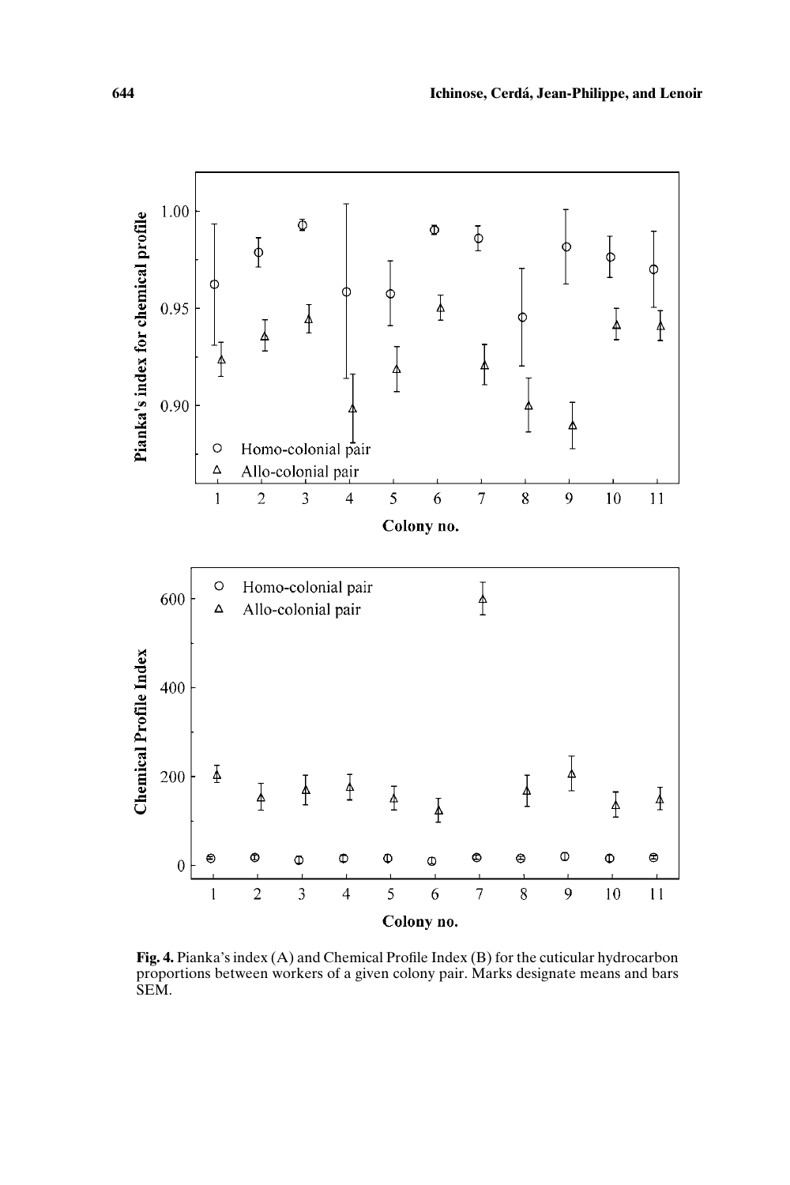**Fig. 4.** Pianka's index (A) and Chemical Profile Index (B) for the cuticular hydrocarbon proportions between workers of a given colony pair. Marks designate means and bars SEM.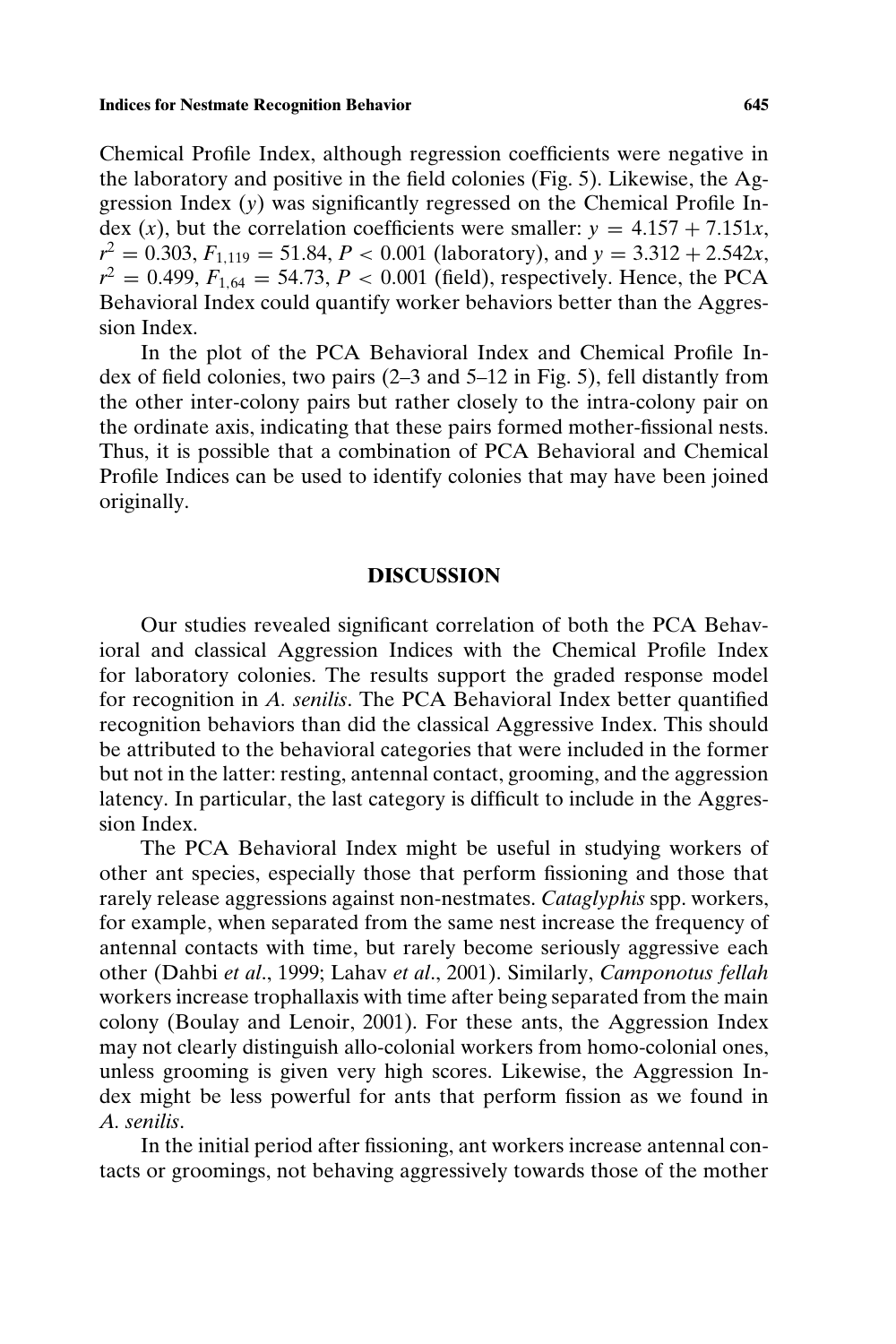Chemical Profile Index, although regression coefficients were negative in the laboratory and positive in the field colonies (Fig. 5). Likewise, the Aggression Index ($y$) was significantly regressed on the Chemical Profile Index ($x$), but the correlation coefficients were smaller: $y = 4.157 + 7.151x$, $r^2 = 0.303$, $F_{1,119} = 51.84$, $P < 0.001$ (laboratory), and $y = 3.312 + 2.542x$, $r^2 = 0.499$, $F_{1,64} = 54.73$, $P < 0.001$ (field), respectively. Hence, the PCA Behavioral Index could quantify worker behaviors better than the Aggression Index.

In the plot of the PCA Behavioral Index and Chemical Profile Index of field colonies, two pairs (2–3 and 5–12 in Fig. 5), fell distantly from the other inter-colony pairs but rather closely to the intra-colony pair on the ordinate axis, indicating that these pairs formed mother-fissional nests. Thus, it is possible that a combination of PCA Behavioral and Chemical Profile Indices can be used to identify colonies that may have been joined originally.

## DISCUSSION

Our studies revealed significant correlation of both the PCA Behavioral and classical Aggression Indices with the Chemical Profile Index for laboratory colonies. The results support the graded response model for recognition in *A. senilis*. The PCA Behavioral Index better quantified recognition behaviors than did the classical Aggressive Index. This should be attributed to the behavioral categories that were included in the former but not in the latter: resting, antennal contact, grooming, and the aggression latency. In particular, the last category is difficult to include in the Aggression Index.

The PCA Behavioral Index might be useful in studying workers of other ant species, especially those that perform fissioning and those that rarely release aggressions against non-nestmates. *Cataglyphis* spp. workers, for example, when separated from the same nest increase the frequency of antennal contacts with time, but rarely become seriously aggressive each other (Dahbi *et al*., 1999; Lahav *et al*., 2001). Similarly, *Camponotus fellah* workers increase trophallaxis with time after being separated from the main colony (Boulay and Lenoir, 2001). For these ants, the Aggression Index may not clearly distinguish allo-colonial workers from homo-colonial ones, unless grooming is given very high scores. Likewise, the Aggression Index might be less powerful for ants that perform fission as we found in *A. senilis*.

In the initial period after fissioning, ant workers increase antennal contacts or groomings, not behaving aggressively towards those of the mother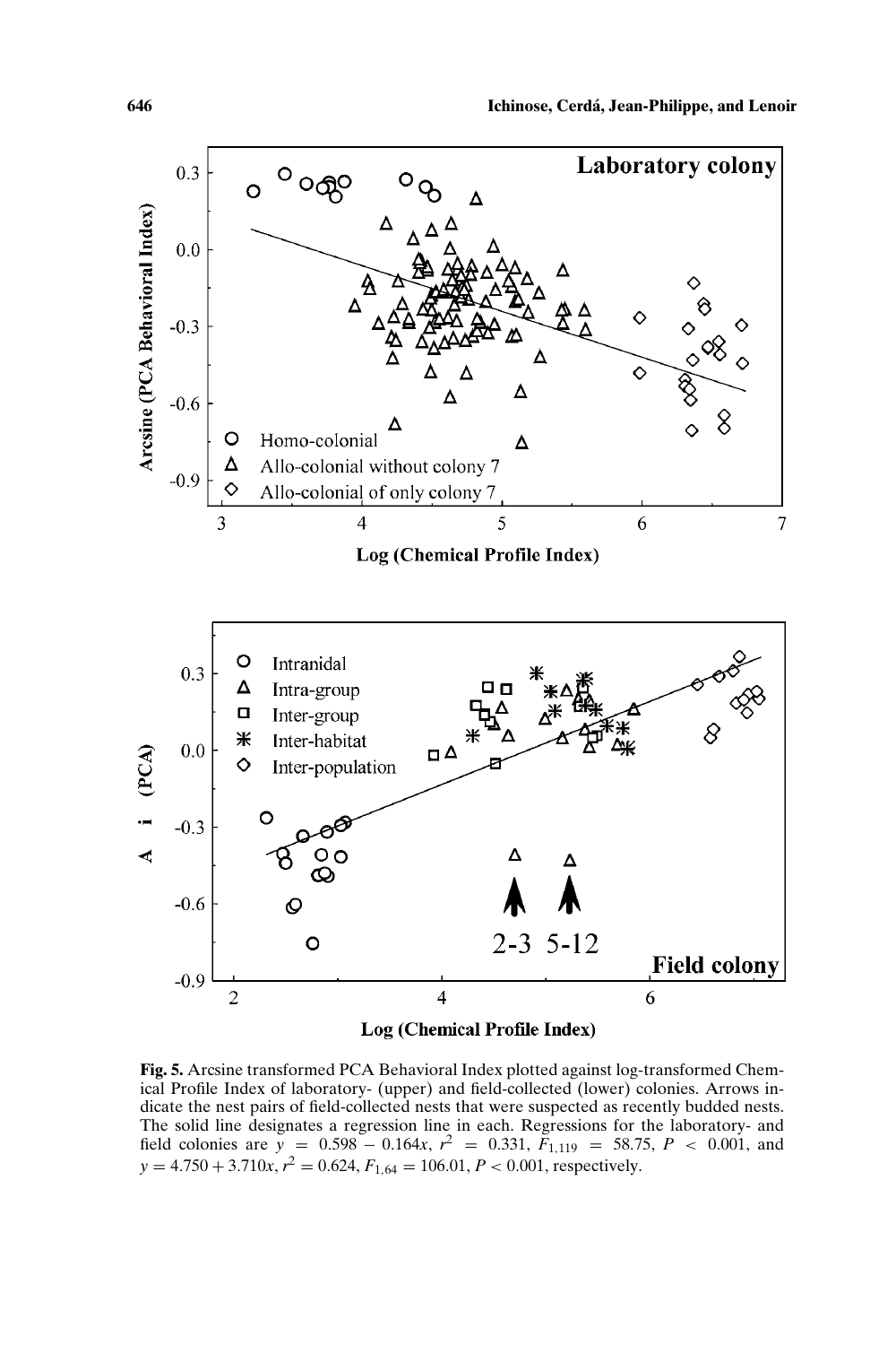**Fig. 5.** Arcsine transformed PCA Behavioral Index plotted against log-transformed Chemical Profile Index of laboratory- (upper) and field-collected (lower) colonies. Arrows indicate the nest pairs of field-collected nests that were suspected as recently budded nests. The solid line designates a regression line in each. Regressions for the laboratory- and field colonies are $y = 0.598 - 0.164x$, $r^2 = 0.331$, $F_{1,119} = 58.75$, $P < 0.001$, and $y = 4.750 + 3.710x$, $r^2 = 0.624$, $F_{1,64} = 106.01$, $P < 0.001$, respectively.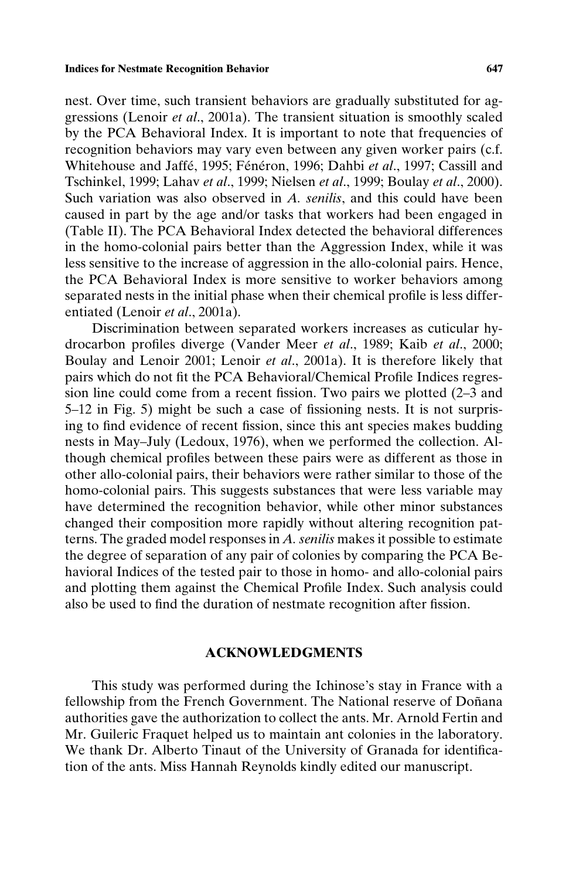nest. Over time, such transient behaviors are gradually substituted for aggressions (Lenoir *et al*., 2001a). The transient situation is smoothly scaled by the PCA Behavioral Index. It is important to note that frequencies of recognition behaviors may vary even between any given worker pairs (c.f. Whitehouse and Jaffé, 1995; Fénéron, 1996; Dahbi *et al*., 1997; Cassill and Tschinkel, 1999; Lahav *et al*., 1999; Nielsen *et al*., 1999; Boulay *et al*., 2000). Such variation was also observed in *A. senilis*, and this could have been caused in part by the age and/or tasks that workers had been engaged in (Table II). The PCA Behavioral Index detected the behavioral differences in the homo-colonial pairs better than the Aggression Index, while it was less sensitive to the increase of aggression in the allo-colonial pairs. Hence, the PCA Behavioral Index is more sensitive to worker behaviors among separated nests in the initial phase when their chemical profile is less differentiated (Lenoir *et al*., 2001a).

Discrimination between separated workers increases as cuticular hydrocarbon profiles diverge (Vander Meer *et al*., 1989; Kaib *et al*., 2000; Boulay and Lenoir 2001; Lenoir *et al*., 2001a). It is therefore likely that pairs which do not fit the PCA Behavioral/Chemical Profile Indices regression line could come from a recent fission. Two pairs we plotted (2–3 and 5–12 in Fig. 5) might be such a case of fissioning nests. It is not surprising to find evidence of recent fission, since this ant species makes budding nests in May–July (Ledoux, 1976), when we performed the collection. Although chemical profiles between these pairs were as different as those in other allo-colonial pairs, their behaviors were rather similar to those of the homo-colonial pairs. This suggests substances that were less variable may have determined the recognition behavior, while other minor substances changed their composition more rapidly without altering recognition patterns. The graded model responses in *A. senilis* makes it possible to estimate the degree of separation of any pair of colonies by comparing the PCA Behavioral Indices of the tested pair to those in homo- and allo-colonial pairs and plotting them against the Chemical Profile Index. Such analysis could also be used to find the duration of nestmate recognition after fission.

## ACKNOWLEDGMENTS

This study was performed during the Ichinose's stay in France with a fellowship from the French Government. The National reserve of Doñana authorities gave the authorization to collect the ants. Mr. Arnold Fertin and Mr. Guileric Fraquet helped us to maintain ant colonies in the laboratory. We thank Dr. Alberto Tinaut of the University of Granada for identification of the ants. Miss Hannah Reynolds kindly edited our manuscript.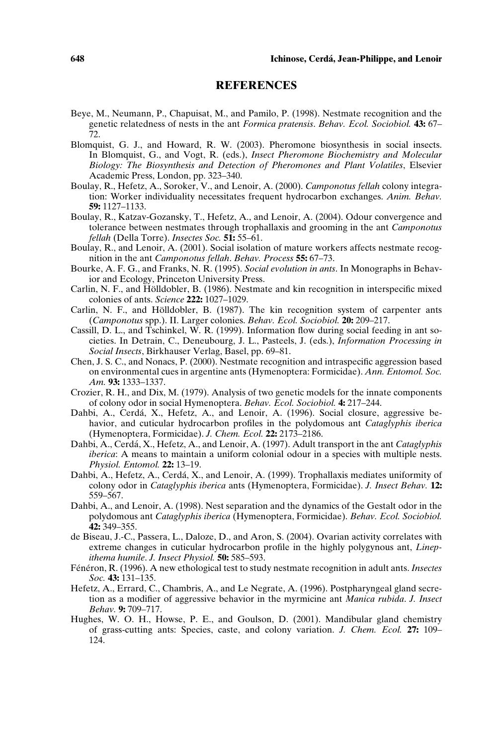## REFERENCES

Beye, M., Neumann, P., Chapuisat, M., and Pamilo, P. (1998). Nestmate recognition and the genetic relatedness of nests in the ant *Formica pratensis*. *Behav. Ecol. Sociobiol.* **43:** 67–72.

Blomquist, G. J., and Howard, R. W. (2003). Pheromone biosynthesis in social insects. In Blomquist, G., and Vogt, R. (eds.), *Insect Pheromone Biochemistry and Molecular Biology: The Biosynthesis and Detection of Pheromones and Plant Volatiles*, Elsevier Academic Press, London, pp. 323–340.

Boulay, R., Hefetz, A., Soroker, V., and Lenoir, A. (2000). *Camponotus fellah* colony integration: Worker individuality necessitates frequent hydrocarbon exchanges. *Anim. Behav.* **59:** 1127–1133.

Boulay, R., Katzav-Gozansky, T., Hefetz, A., and Lenoir, A. (2004). Odour convergence and tolerance between nestmates through trophallaxis and grooming in the ant *Camponotus fellah* (Della Torre). *Insectes Soc.* **51:** 55–61.

Boulay, R., and Lenoir, A. (2001). Social isolation of mature workers affects nestmate recognition in the ant *Camponotus fellah*. *Behav. Process* **55:** 67–73.

Bourke, A. F. G., and Franks, N. R. (1995). *Social evolution in ants*. In Monographs in Behavior and Ecology, Princeton University Press.

Carlin, N. F., and Hölldobler, B. (1986). Nestmate and kin recognition in interspecific mixed colonies of ants. *Science* **222:** 1027–1029.

Carlin, N. F., and Hölldobler, B. (1987). The kin recognition system of carpenter ants (*Camponotus* spp.). II. Larger colonies. *Behav. Ecol. Sociobiol.* **20:** 209–217.

Cassill, D. L., and Tschinkel, W. R. (1999). Information flow during social feeding in ant societies. In Detrain, C., Deneubourg, J. L., Pasteels, J. (eds.), *Information Processing in Social Insects*, Birkhauser Verlag, Basel, pp. 69–81.

Chen, J. S. C., and Nonacs, P. (2000). Nestmate recognition and intraspecific aggression based on environmental cues in argentine ants (Hymenoptera: Formicidae). *Ann. Entomol. Soc. Am.* **93:** 1333–1337.

Crozier, R. H., and Dix, M. (1979). Analysis of two genetic models for the innate components of colony odor in social Hymenoptera. *Behav. Ecol. Sociobiol.* **4:** 217–244.

Dahbi, A., Cerdá, X., Hefetz, A., and Lenoir, A. (1996). Social closure, aggressive behavior, and cuticular hydrocarbon profiles in the polydomous ant *Cataglyphis iberica* (Hymenoptera, Formicidae). *J. Chem. Ecol.* **22:** 2173–2186.

Dahbi, A., Cerdá, X., Hefetz, A., and Lenoir, A. (1997). Adult transport in the ant *Cataglyphis iberica*: A means to maintain a uniform colonial odour in a species with multiple nests. *Physiol. Entomol.* **22:** 13–19.

Dahbi, A., Hefetz, A., Cerdá, X., and Lenoir, A. (1999). Trophallaxis mediates uniformity of colony odor in *Cataglyphis iberica* ants (Hymenoptera, Formicidae). *J. Insect Behav.* **12:** 559–567.

Dahbi, A., and Lenoir, A. (1998). Nest separation and the dynamics of the Gestalt odor in the polydomous ant *Cataglyphis iberica* (Hymenoptera, Formicidae). *Behav. Ecol. Sociobiol.* **42:** 349–355.

de Biseau, J.-C., Passera, L., Daloze, D., and Aron, S. (2004). Ovarian activity correlates with extreme changes in cuticular hydrocarbon profile in the highly polygynous ant, *Linepithema humile*. *J. Insect Physiol.* **50:** 585–593.

Fénéron, R. (1996). A new ethological test to study nestmate recognition in adult ants. *Insectes Soc.* **43:** 131–135.

Hefetz, A., Errard, C., Chambris, A., and Le Negrate, A. (1996). Postpharyngeal gland secretion as a modifier of aggressive behavior in the myrmicine ant *Manica rubida*. *J. Insect Behav.* **9:** 709–717.

Hughes, W. O. H., Howse, P. E., and Goulson, D. (2001). Mandibular gland chemistry of grass-cutting ants: Species, caste, and colony variation. *J. Chem. Ecol.* **27:** 109–124.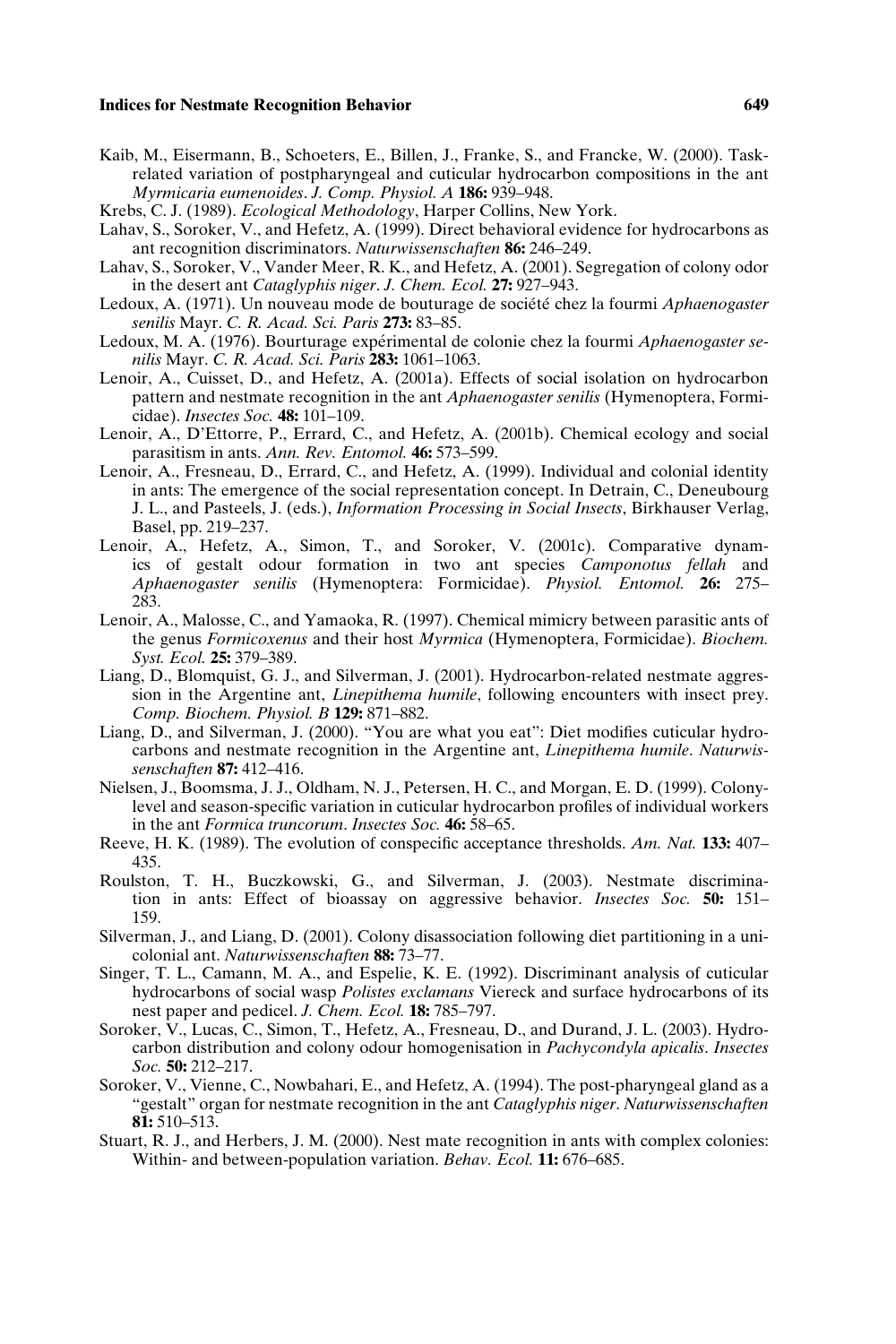Kaib, M., Eisermann, B., Schoeters, E., Billen, J., Franke, S., and Francke, W. (2000). Task-related variation of postpharyngeal and cuticular hydrocarbon compositions in the ant *Myrmicaria eumenoides*. *J. Comp. Physiol. A* **186:** 939–948.

Krebs, C. J. (1989). *Ecological Methodology*, Harper Collins, New York.

Lahav, S., Soroker, V., and Hefetz, A. (1999). Direct behavioral evidence for hydrocarbons as ant recognition discriminators. *Naturwissenschaften* **86:** 246–249.

Lahav, S., Soroker, V., Vander Meer, R. K., and Hefetz, A. (2001). Segregation of colony odor in the desert ant *Cataglyphis niger*. *J. Chem. Ecol.* **27:** 927–943.

Ledoux, A. (1971). Un nouveau mode de bouturage de société chez la fourmi *Aphaenogaster senilis* Mayr. *C. R. Acad. Sci. Paris* **273:** 83–85.

Ledoux, M. A. (1976). Bourturage expérimental de colonie chez la fourmi *Aphaenogaster senilis* Mayr. *C. R. Acad. Sci. Paris* **283:** 1061–1063.

Lenoir, A., Cuisset, D., and Hefetz, A. (2001a). Effects of social isolation on hydrocarbon pattern and nestmate recognition in the ant *Aphaenogaster senilis* (Hymenoptera, Formicidae). *Insectes Soc.* **48:** 101–109.

Lenoir, A., D'Ettorre, P., Errard, C., and Hefetz, A. (2001b). Chemical ecology and social parasitism in ants. *Ann. Rev. Entomol.* **46:** 573–599.

Lenoir, A., Fresneau, D., Errard, C., and Hefetz, A. (1999). Individual and colonial identity in ants: The emergence of the social representation concept. In Detrain, C., Deneubourg J. L., and Pasteels, J. (eds.), *Information Processing in Social Insects*, Birkhauser Verlag, Basel, pp. 219–237.

Lenoir, A., Hefetz, A., Simon, T., and Soroker, V. (2001c). Comparative dynamics of gestalt odour formation in two ant species *Camponotus fellah* and *Aphaenogaster senilis* (Hymenoptera: Formicidae). *Physiol. Entomol.* **26:** 275–283.

Lenoir, A., Malosse, C., and Yamaoka, R. (1997). Chemical mimicry between parasitic ants of the genus *Formicoxenus* and their host *Myrmica* (Hymenoptera, Formicidae). *Biochem. Syst. Ecol.* **25:** 379–389.

Liang, D., Blomquist, G. J., and Silverman, J. (2001). Hydrocarbon-related nestmate aggression in the Argentine ant, *Linepithema humile*, following encounters with insect prey. *Comp. Biochem. Physiol. B* **129:** 871–882.

Liang, D., and Silverman, J. (2000). "You are what you eat": Diet modifies cuticular hydrocarbons and nestmate recognition in the Argentine ant, *Linepithema humile*. *Naturwissenschaften* **87:** 412–416.

Nielsen, J., Boomsma, J. J., Oldham, N. J., Petersen, H. C., and Morgan, E. D. (1999). Colony-level and season-specific variation in cuticular hydrocarbon profiles of individual workers in the ant *Formica truncorum*. *Insectes Soc.* **46:** 58–65.

Reeve, H. K. (1989). The evolution of conspecific acceptance thresholds. *Am. Nat.* **133:** 407–435.

Roulston, T. H., Buczkowski, G., and Silverman, J. (2003). Nestmate discrimination in ants: Effect of bioassay on aggressive behavior. *Insectes Soc.* **50:** 151–159.

Silverman, J., and Liang, D. (2001). Colony disassociation following diet partitioning in a unicolonial ant. *Naturwissenschaften* **88:** 73–77.

Singer, T. L., Camann, M. A., and Espelie, K. E. (1992). Discriminant analysis of cuticular hydrocarbons of social wasp *Polistes exclamans* Viereck and surface hydrocarbons of its nest paper and pedicel. *J. Chem. Ecol.* **18:** 785–797.

Soroker, V., Lucas, C., Simon, T., Hefetz, A., Fresneau, D., and Durand, J. L. (2003). Hydrocarbon distribution and colony odour homogenisation in *Pachycondyla apicalis*. *Insectes Soc.* **50:** 212–217.

Soroker, V., Vienne, C., Nowbahari, E., and Hefetz, A. (1994). The post-pharyngeal gland as a "gestalt" organ for nestmate recognition in the ant *Cataglyphis niger*. *Naturwissenschaften* **81:** 510–513.

Stuart, R. J., and Herbers, J. M. (2000). Nest mate recognition in ants with complex colonies: Within- and between-population variation. *Behav. Ecol.* **11:** 676–685.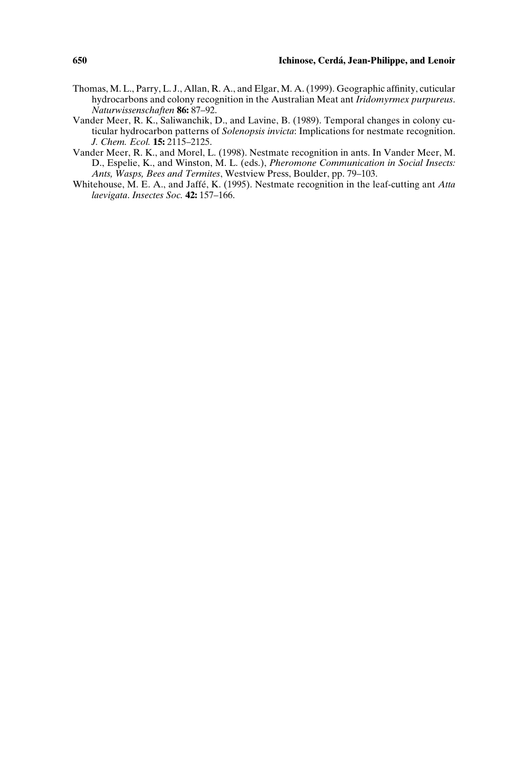Thomas, M. L., Parry, L. J., Allan, R. A., and Elgar, M. A. (1999). Geographic affinity, cuticular hydrocarbons and colony recognition in the Australian Meat ant *Iridomyrmex purpureus*. *Naturwissenschaften* **86:** 87–92.

Vander Meer, R. K., Saliwanchik, D., and Lavine, B. (1989). Temporal changes in colony cuticular hydrocarbon patterns of *Solenopsis invicta*: Implications for nestmate recognition. *J. Chem. Ecol.* **15:** 2115–2125.

Vander Meer, R. K., and Morel, L. (1998). Nestmate recognition in ants. In Vander Meer, M. D., Espelie, K., and Winston, M. L. (eds.), *Pheromone Communication in Social Insects: Ants, Wasps, Bees and Termites*, Westview Press, Boulder, pp. 79–103.

Whitehouse, M. E. A., and Jaffé, K. (1995). Nestmate recognition in the leaf-cutting ant *Atta laevigata*. *Insectes Soc.* **42:** 157–166.